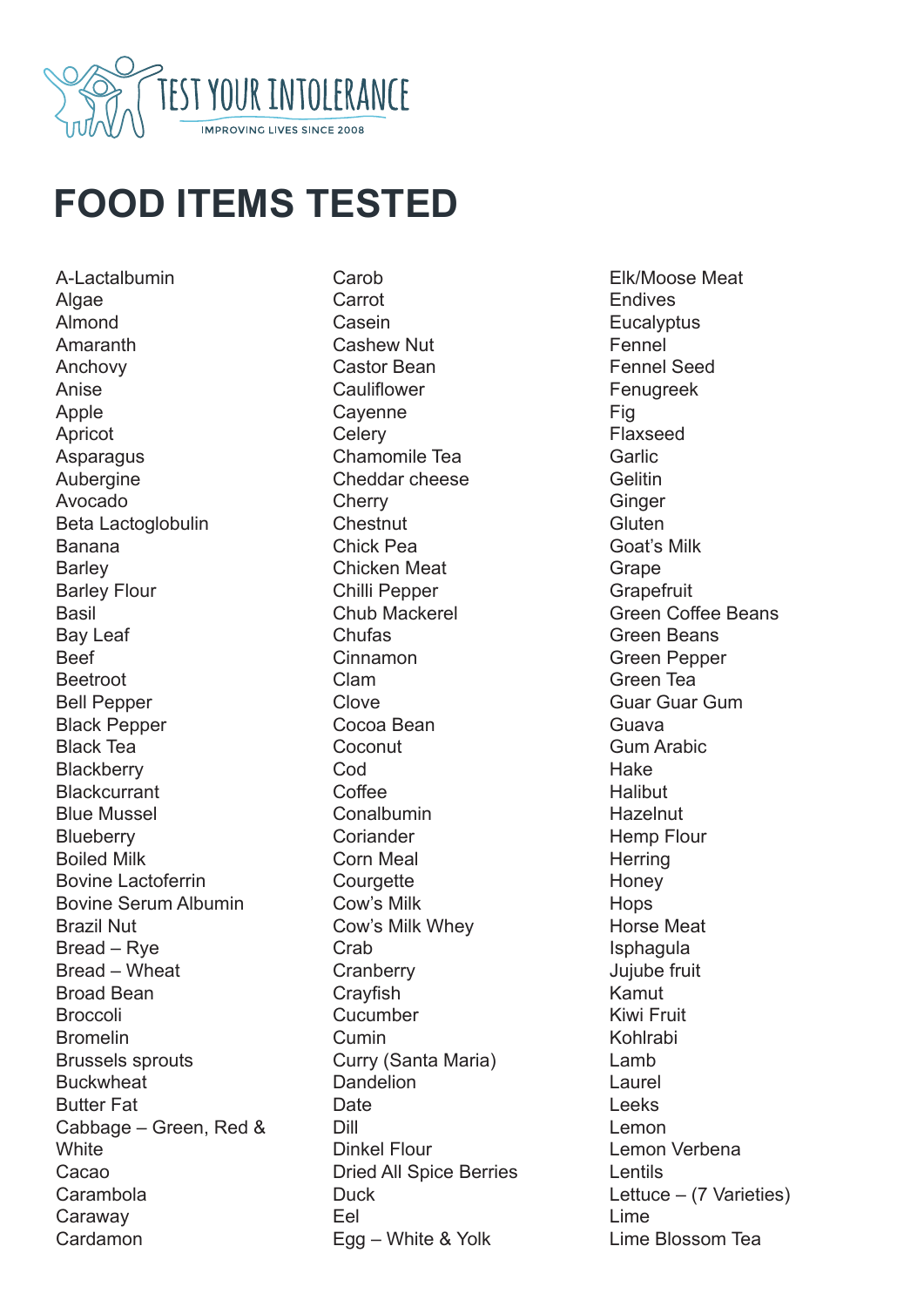TEST YOUR INTOLERANCE

IMPROVING LIVES SINCE 2008

# FOOD ITEMS TESTED

A-Lactalbumin
Algae
Almond
Amaranth
Anchovy
Anise
Apple
Apricot
Asparagus
Aubergine
Avocado
Beta Lactoglobulin
Banana
Barley
Barley Flour
Basil
Bay Leaf
Beef
Beetroot
Bell Pepper
Black Pepper
Black Tea
Blackberry
Blackcurrant
Blue Mussel
Blueberry
Boiled Milk
Bovine Lactoferrin
Bovine Serum Albumin
Brazil Nut
Bread – Rye
Bread – Wheat
Broad Bean
Broccoli
Bromelin
Brussels sprouts
Buckwheat
Butter Fat
Cabbage – Green, Red & White
Cacao
Carambola
Caraway
Cardamon
Carob
Carrot
Casein
Cashew Nut
Castor Bean
Cauliflower
Cayenne
Celery
Chamomile Tea
Cheddar cheese
Cherry
Chestnut
Chick Pea
Chicken Meat
Chilli Pepper
Chub Mackerel
Chufas
Cinnamon
Clam
Clove
Cocoa Bean
Coconut
Cod
Coffee
Conalbumin
Coriander
Corn Meal
Courgette
Cow's Milk
Cow's Milk Whey
Crab
Cranberry
Crayfish
Cucumber
Cumin
Curry (Santa Maria)
Dandelion
Date
Dill
Dinkel Flour
Dried All Spice Berries
Duck
Eel
Egg – White & Yolk
Elk/Moose Meat
Endives
Eucalyptus
Fennel
Fennel Seed
Fenugreek
Fig
Flaxseed
Garlic
Gelitin
Ginger
Gluten
Goat's Milk
Grape
Grapefruit
Green Coffee Beans
Green Beans
Green Pepper
Green Tea
Guar Guar Gum
Guava
Gum Arabic
Hake
Halibut
Hazelnut
Hemp Flour
Herring
Honey
Hops
Horse Meat
Isphagula
Jujube fruit
Kamut
Kiwi Fruit
Kohlrabi
Lamb
Laurel
Leeks
Lemon
Lemon Verbena
Lentils
Lettuce – (7 Varieties)
Lime
Lime Blossom Tea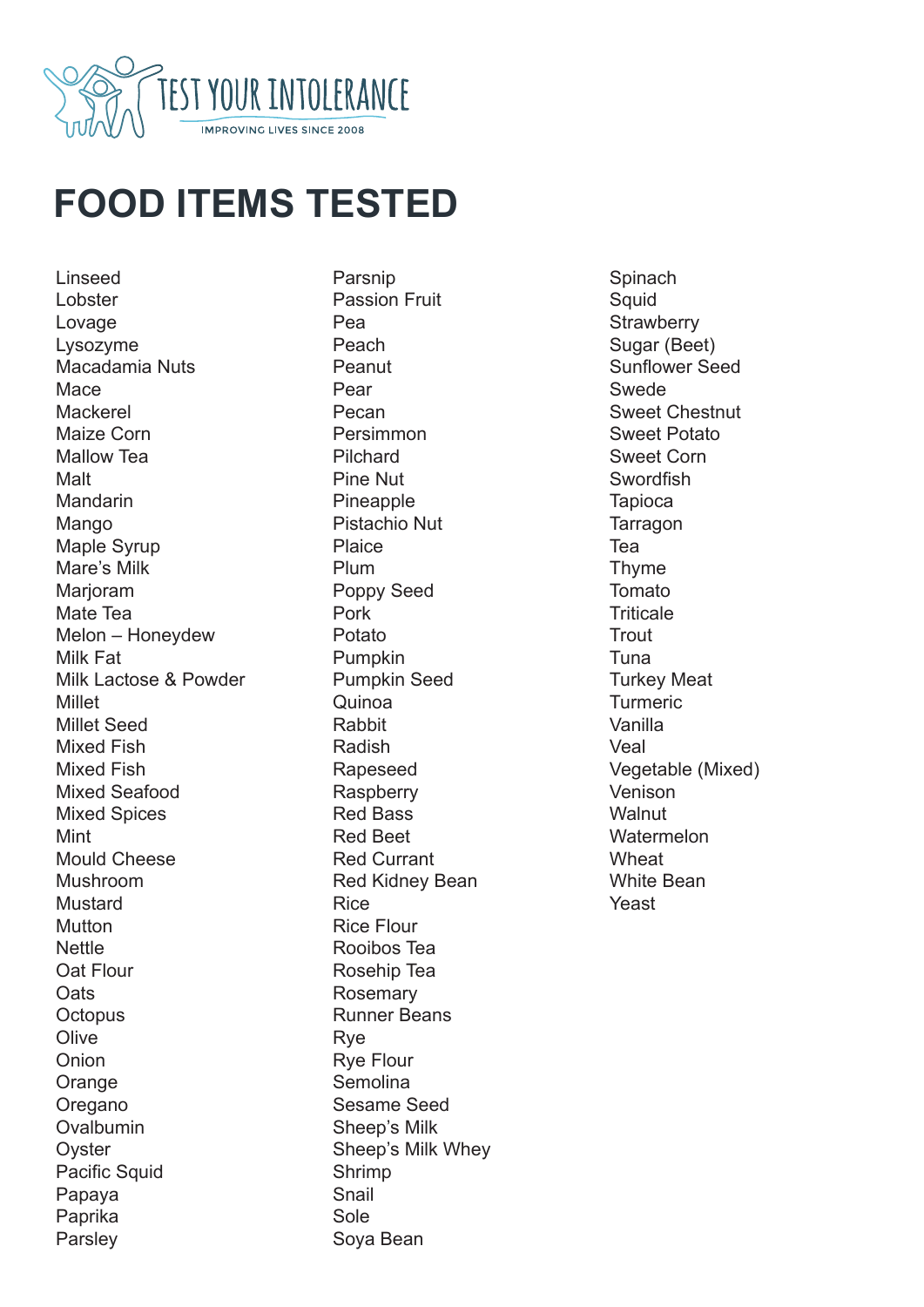TEST YOUR INTOLERANCE

IMPROVING LIVES SINCE 2008

# FOOD ITEMS TESTED

Linseed
Lobster
Lovage
Lysozyme
Macadamia Nuts
Mace
Mackerel
Maize Corn
Mallow Tea
Malt
Mandarin
Mango
Maple Syrup
Mare's Milk
Marjoram
Mate Tea
Melon – Honeydew
Milk Fat
Milk Lactose & Powder
Millet
Millet Seed
Mixed Fish
Mixed Fish
Mixed Seafood
Mixed Spices
Mint
Mould Cheese
Mushroom
Mustard
Mutton
Nettle
Oat Flour
Oats
Octopus
Olive
Onion
Orange
Oregano
Ovalbumin
Oyster
Pacific Squid
Papaya
Paprika
Parsley
Parsnip
Passion Fruit
Pea
Peach
Peanut
Pear
Pecan
Persimmon
Pilchard
Pine Nut
Pineapple
Pistachio Nut
Plaice
Plum
Poppy Seed
Pork
Potato
Pumpkin
Pumpkin Seed
Quinoa
Rabbit
Radish
Rapeseed
Raspberry
Red Bass
Red Beet
Red Currant
Red Kidney Bean
Rice
Rice Flour
Rooibos Tea
Rosehip Tea
Rosemary
Runner Beans
Rye
Rye Flour
Semolina
Sesame Seed
Sheep's Milk
Sheep's Milk Whey
Shrimp
Snail
Sole
Soya Bean
Spinach
Squid
Strawberry
Sugar (Beet)
Sunflower Seed
Swede
Sweet Chestnut
Sweet Potato
Sweet Corn
Swordfish
Tapioca
Tarragon
Tea
Thyme
Tomato
Triticale
Trout
Tuna
Turkey Meat
Turmeric
Vanilla
Veal
Vegetable (Mixed)
Venison
Walnut
Watermelon
Wheat
White Bean
Yeast